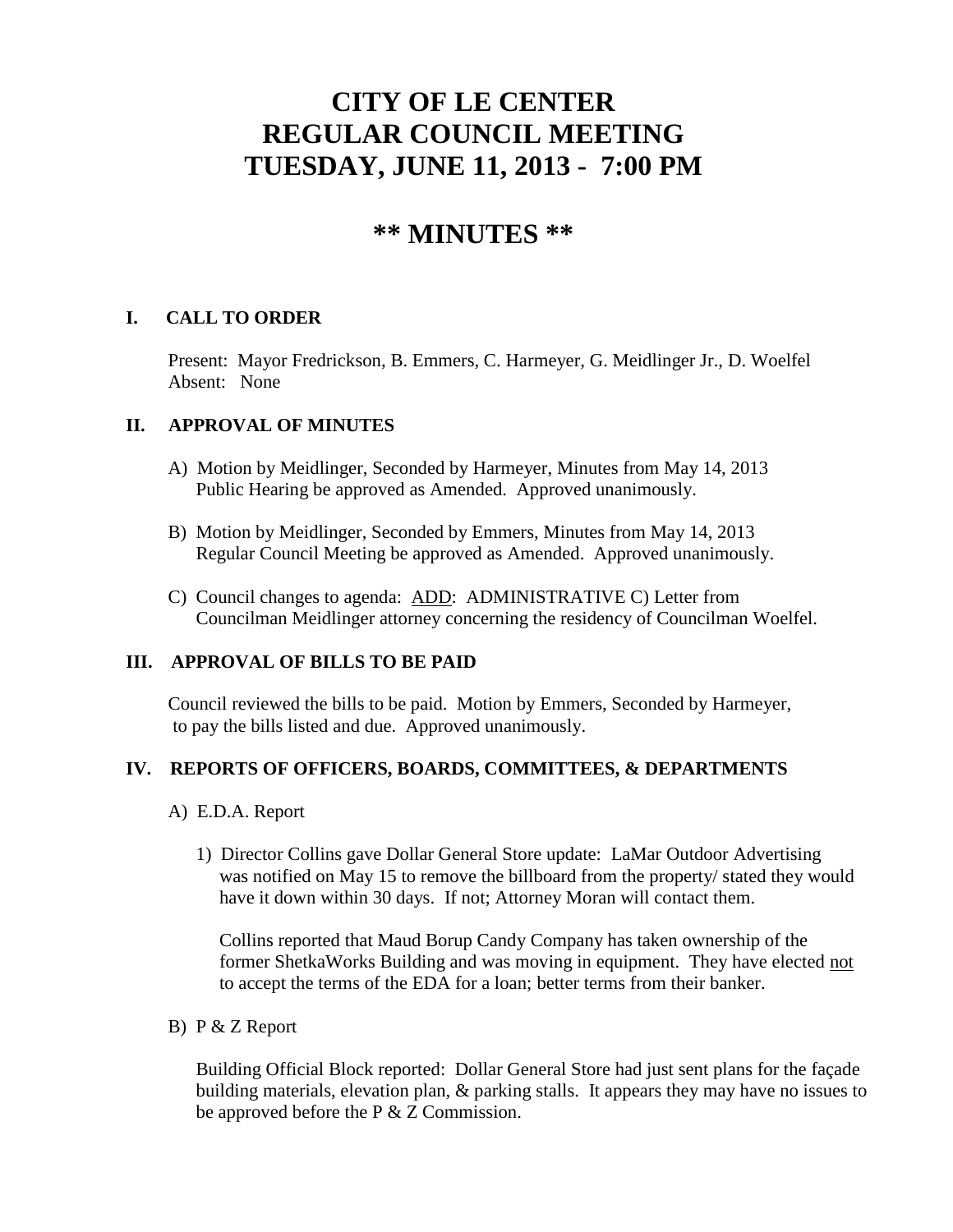# CITY OF LE CENTER
# REGULAR COUNCIL MEETING
# TUESDAY, JUNE 11, 2013 - 7:00 PM

## ** MINUTES **

### I. CALL TO ORDER

Present: Mayor Fredrickson, B. Emmers, C. Harmeyer, G. Meidlinger Jr., D. Woelfel
Absent: None

### II. APPROVAL OF MINUTES

A) Motion by Meidlinger, Seconded by Harmeyer, Minutes from May 14, 2013 Public Hearing be approved as Amended. Approved unanimously.

B) Motion by Meidlinger, Seconded by Emmers, Minutes from May 14, 2013 Regular Council Meeting be approved as Amended. Approved unanimously.

C) Council changes to agenda: <u>ADD</u>: ADMINISTRATIVE C) Letter from Councilman Meidlinger attorney concerning the residency of Councilman Woelfel.

### III. APPROVAL OF BILLS TO BE PAID

Council reviewed the bills to be paid. Motion by Emmers, Seconded by Harmeyer, to pay the bills listed and due. Approved unanimously.

### IV. REPORTS OF OFFICERS, BOARDS, COMMITTEES, & DEPARTMENTS

A) E.D.A. Report

1) Director Collins gave Dollar General Store update: LaMar Outdoor Advertising was notified on May 15 to remove the billboard from the property/ stated they would have it down within 30 days. If not; Attorney Moran will contact them.

Collins reported that Maud Borup Candy Company has taken ownership of the former ShetkaWorks Building and was moving in equipment. They have elected <u>not</u> to accept the terms of the EDA for a loan; better terms from their banker.

B) P & Z Report

Building Official Block reported: Dollar General Store had just sent plans for the façade building materials, elevation plan, & parking stalls. It appears they may have no issues to be approved before the P & Z Commission.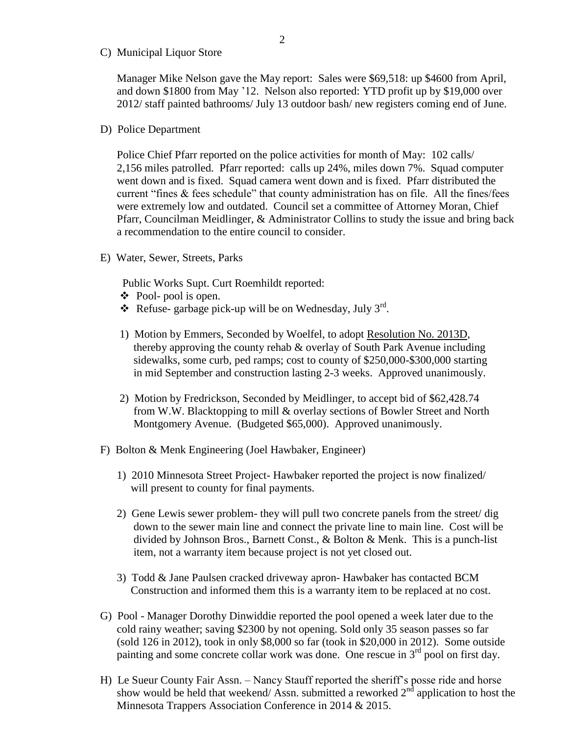C) Municipal Liquor Store

Manager Mike Nelson gave the May report: Sales were $69,518: up $4600 from April, and down $1800 from May '12. Nelson also reported: YTD profit up by $19,000 over 2012/ staff painted bathrooms/ July 13 outdoor bash/ new registers coming end of June.

D) Police Department

Police Chief Pfarr reported on the police activities for month of May: 102 calls/ 2,156 miles patrolled. Pfarr reported: calls up 24%, miles down 7%. Squad computer went down and is fixed. Squad camera went down and is fixed. Pfarr distributed the current "fines & fees schedule" that county administration has on file. All the fines/fees were extremely low and outdated. Council set a committee of Attorney Moran, Chief Pfarr, Councilman Meidlinger, & Administrator Collins to study the issue and bring back a recommendation to the entire council to consider.

E) Water, Sewer, Streets, Parks

Public Works Supt. Curt Roemhildt reported:

- Pool- pool is open.
- Refuse- garbage pick-up will be on Wednesday, July 3rd.

1) Motion by Emmers, Seconded by Woelfel, to adopt Resolution No. 2013D, thereby approving the county rehab & overlay of South Park Avenue including sidewalks, some curb, ped ramps; cost to county of $250,000-$300,000 starting in mid September and construction lasting 2-3 weeks. Approved unanimously.

2) Motion by Fredrickson, Seconded by Meidlinger, to accept bid of $62,428.74 from W.W. Blacktopping to mill & overlay sections of Bowler Street and North Montgomery Avenue. (Budgeted $65,000). Approved unanimously.

F) Bolton & Menk Engineering (Joel Hawbaker, Engineer)

1) 2010 Minnesota Street Project- Hawbaker reported the project is now finalized/ will present to county for final payments.

2) Gene Lewis sewer problem- they will pull two concrete panels from the street/ dig down to the sewer main line and connect the private line to main line. Cost will be divided by Johnson Bros., Barnett Const., & Bolton & Menk. This is a punch-list item, not a warranty item because project is not yet closed out.

3) Todd & Jane Paulsen cracked driveway apron- Hawbaker has contacted BCM Construction and informed them this is a warranty item to be replaced at no cost.

G) Pool - Manager Dorothy Dinwiddie reported the pool opened a week later due to the cold rainy weather; saving $2300 by not opening. Sold only 35 season passes so far (sold 126 in 2012), took in only $8,000 so far (took in $20,000 in 2012). Some outside painting and some concrete collar work was done. One rescue in 3rd pool on first day.

H) Le Sueur County Fair Assn. – Nancy Stauff reported the sheriff's posse ride and horse show would be held that weekend/ Assn. submitted a reworked 2nd application to host the Minnesota Trappers Association Conference in 2014 & 2015.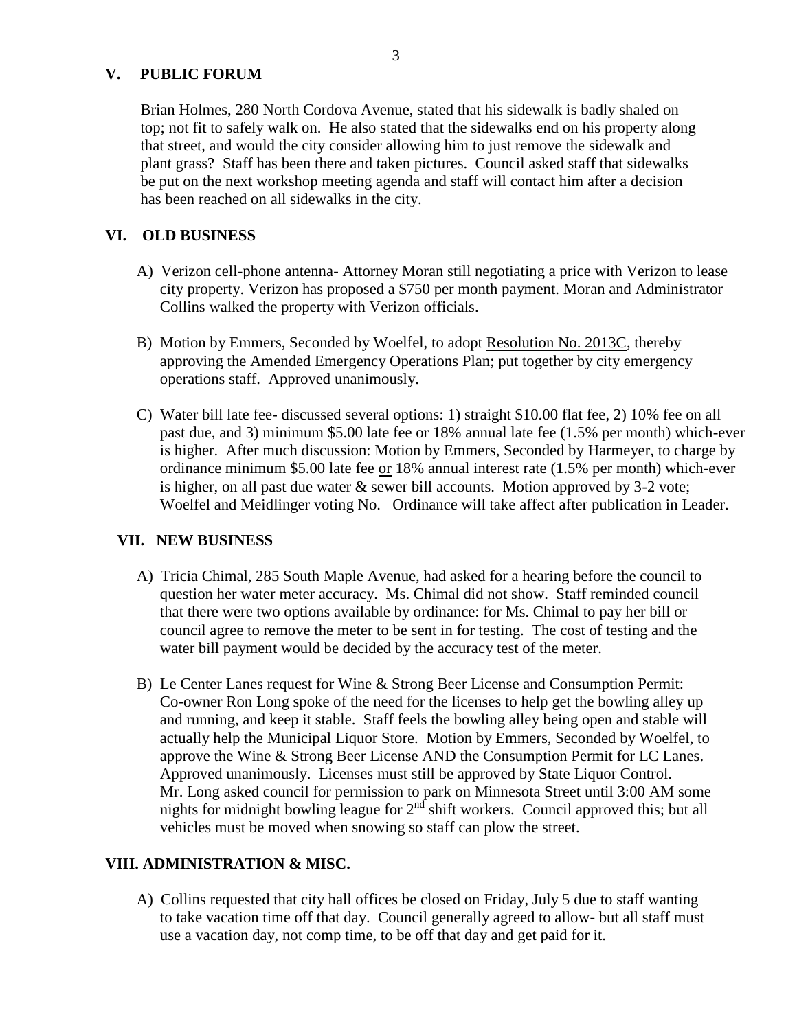## V. PUBLIC FORUM

Brian Holmes, 280 North Cordova Avenue, stated that his sidewalk is badly shaled on top; not fit to safely walk on. He also stated that the sidewalks end on his property along that street, and would the city consider allowing him to just remove the sidewalk and plant grass? Staff has been there and taken pictures. Council asked staff that sidewalks be put on the next workshop meeting agenda and staff will contact him after a decision has been reached on all sidewalks in the city.

## VI. OLD BUSINESS

A) Verizon cell-phone antenna- Attorney Moran still negotiating a price with Verizon to lease city property. Verizon has proposed a $750 per month payment. Moran and Administrator Collins walked the property with Verizon officials.

B) Motion by Emmers, Seconded by Woelfel, to adopt <u>Resolution No. 2013C</u>, thereby approving the Amended Emergency Operations Plan; put together by city emergency operations staff. Approved unanimously.

C) Water bill late fee- discussed several options: 1) straight $10.00 flat fee, 2) 10% fee on all past due, and 3) minimum $5.00 late fee or 18% annual late fee (1.5% per month) which-ever is higher. After much discussion: Motion by Emmers, Seconded by Harmeyer, to charge by ordinance minimum $5.00 late fee <u>or</u> 18% annual interest rate (1.5% per month) which-ever is higher, on all past due water & sewer bill accounts. Motion approved by 3-2 vote; Woelfel and Meidlinger voting No. Ordinance will take affect after publication in Leader.

## VII. NEW BUSINESS

A) Tricia Chimal, 285 South Maple Avenue, had asked for a hearing before the council to question her water meter accuracy. Ms. Chimal did not show. Staff reminded council that there were two options available by ordinance: for Ms. Chimal to pay her bill or council agree to remove the meter to be sent in for testing. The cost of testing and the water bill payment would be decided by the accuracy test of the meter.

B) Le Center Lanes request for Wine & Strong Beer License and Consumption Permit: Co-owner Ron Long spoke of the need for the licenses to help get the bowling alley up and running, and keep it stable. Staff feels the bowling alley being open and stable will actually help the Municipal Liquor Store. Motion by Emmers, Seconded by Woelfel, to approve the Wine & Strong Beer License AND the Consumption Permit for LC Lanes. Approved unanimously. Licenses must still be approved by State Liquor Control. Mr. Long asked council for permission to park on Minnesota Street until 3:00 AM some nights for midnight bowling league for 2nd shift workers. Council approved this; but all vehicles must be moved when snowing so staff can plow the street.

## VIII. ADMINISTRATION & MISC.

A) Collins requested that city hall offices be closed on Friday, July 5 due to staff wanting to take vacation time off that day. Council generally agreed to allow- but all staff must use a vacation day, not comp time, to be off that day and get paid for it.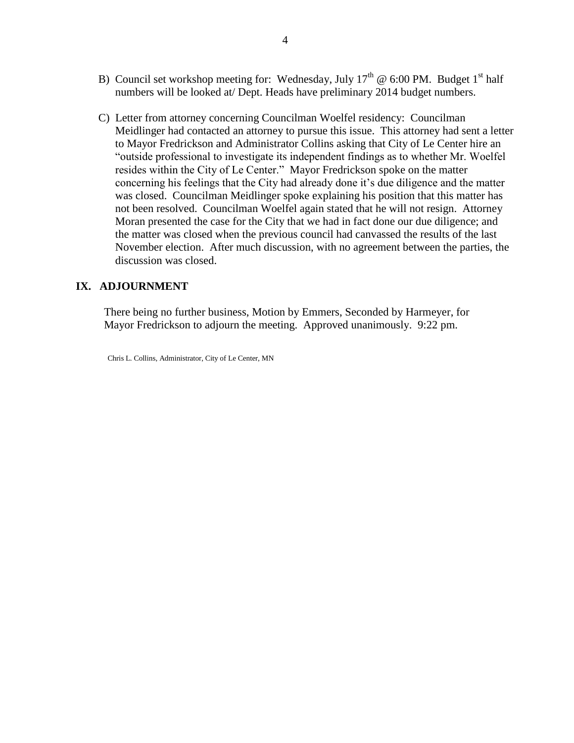B) Council set workshop meeting for: Wednesday, July 17th @ 6:00 PM. Budget 1st half numbers will be looked at/ Dept. Heads have preliminary 2014 budget numbers.

C) Letter from attorney concerning Councilman Woelfel residency: Councilman Meidlinger had contacted an attorney to pursue this issue. This attorney had sent a letter to Mayor Fredrickson and Administrator Collins asking that City of Le Center hire an "outside professional to investigate its independent findings as to whether Mr. Woelfel resides within the City of Le Center." Mayor Fredrickson spoke on the matter concerning his feelings that the City had already done it's due diligence and the matter was closed. Councilman Meidlinger spoke explaining his position that this matter has not been resolved. Councilman Woelfel again stated that he will not resign. Attorney Moran presented the case for the City that we had in fact done our due diligence; and the matter was closed when the previous council had canvassed the results of the last November election. After much discussion, with no agreement between the parties, the discussion was closed.

## IX. ADJOURNMENT

There being no further business, Motion by Emmers, Seconded by Harmeyer, for Mayor Fredrickson to adjourn the meeting. Approved unanimously. 9:22 pm.

Chris L. Collins, Administrator, City of Le Center, MN